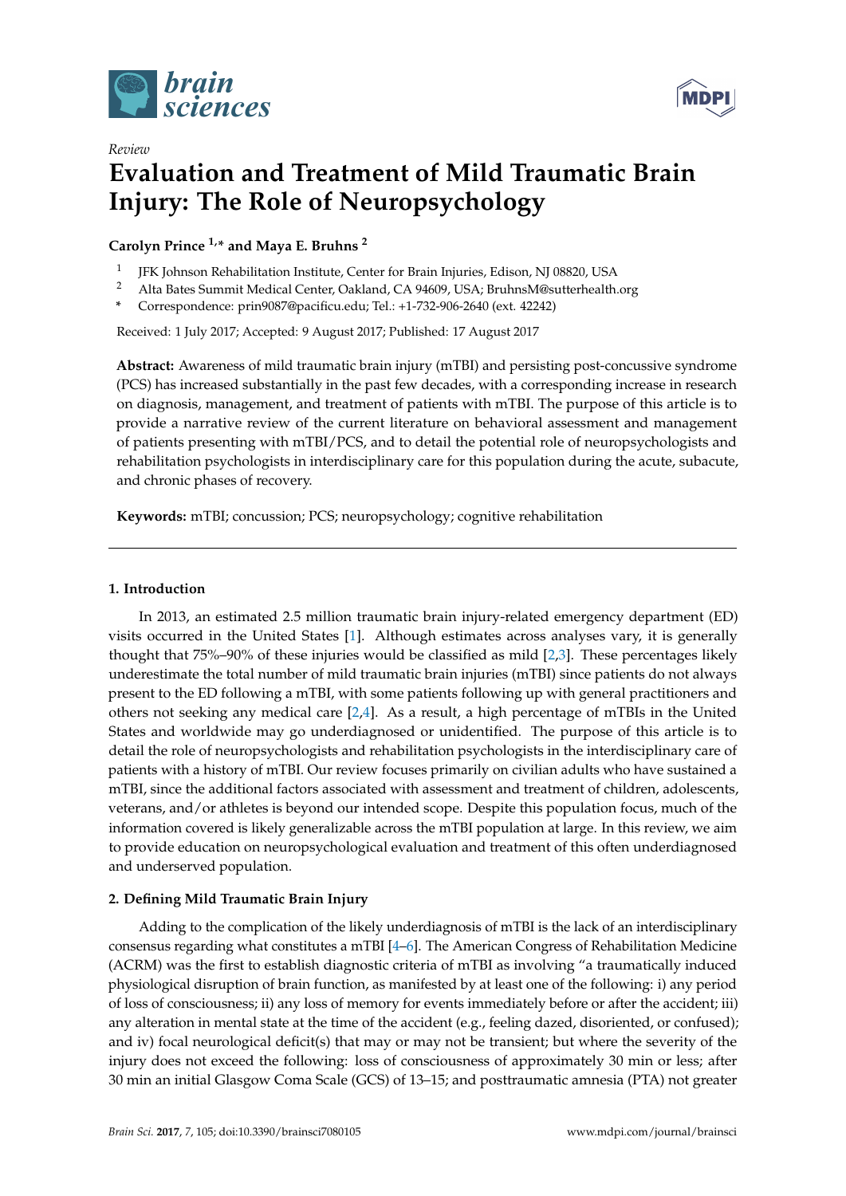*Review*

# Evaluation and Treatment of Mild Traumatic Brain Injury: The Role of Neuropsychology

**Carolyn Prince [1,*] and Maya E. Bruhns [2]**

[1] JFK Johnson Rehabilitation Institute, Center for Brain Injuries, Edison, NJ 08820, USA

[2] Alta Bates Summit Medical Center, Oakland, CA 94609, USA; BruhnsM@sutterhealth.org

[*] Correspondence: prin9087@pacificu.edu; Tel.: +1-732-906-2640 (ext. 42242)

Received: 1 July 2017; Accepted: 9 August 2017; Published: 17 August 2017

**Abstract:** Awareness of mild traumatic brain injury (mTBI) and persisting post-concussive syndrome (PCS) has increased substantially in the past few decades, with a corresponding increase in research on diagnosis, management, and treatment of patients with mTBI. The purpose of this article is to provide a narrative review of the current literature on behavioral assessment and management of patients presenting with mTBI/PCS, and to detail the potential role of neuropsychologists and rehabilitation psychologists in interdisciplinary care for this population during the acute, subacute, and chronic phases of recovery.

**Keywords:** mTBI; concussion; PCS; neuropsychology; cognitive rehabilitation

## 1. Introduction

In 2013, an estimated 2.5 million traumatic brain injury-related emergency department (ED) visits occurred in the United States [1]. Although estimates across analyses vary, it is generally thought that 75%–90% of these injuries would be classified as mild [2,3]. These percentages likely underestimate the total number of mild traumatic brain injuries (mTBI) since patients do not always present to the ED following a mTBI, with some patients following up with general practitioners and others not seeking any medical care [2,4]. As a result, a high percentage of mTBIs in the United States and worldwide may go underdiagnosed or unidentified. The purpose of this article is to detail the role of neuropsychologists and rehabilitation psychologists in the interdisciplinary care of patients with a history of mTBI. Our review focuses primarily on civilian adults who have sustained a mTBI, since the additional factors associated with assessment and treatment of children, adolescents, veterans, and/or athletes is beyond our intended scope. Despite this population focus, much of the information covered is likely generalizable across the mTBI population at large. In this review, we aim to provide education on neuropsychological evaluation and treatment of this often underdiagnosed and underserved population.

## 2. Defining Mild Traumatic Brain Injury

Adding to the complication of the likely underdiagnosis of mTBI is the lack of an interdisciplinary consensus regarding what constitutes a mTBI [4–6]. The American Congress of Rehabilitation Medicine (ACRM) was the first to establish diagnostic criteria of mTBI as involving "a traumatically induced physiological disruption of brain function, as manifested by at least one of the following: i) any period of loss of consciousness; ii) any loss of memory for events immediately before or after the accident; iii) any alteration in mental state at the time of the accident (e.g., feeling dazed, disoriented, or confused); and iv) focal neurological deficit(s) that may or may not be transient; but where the severity of the injury does not exceed the following: loss of consciousness of approximately 30 min or less; after 30 min an initial Glasgow Coma Scale (GCS) of 13–15; and posttraumatic amnesia (PTA) not greater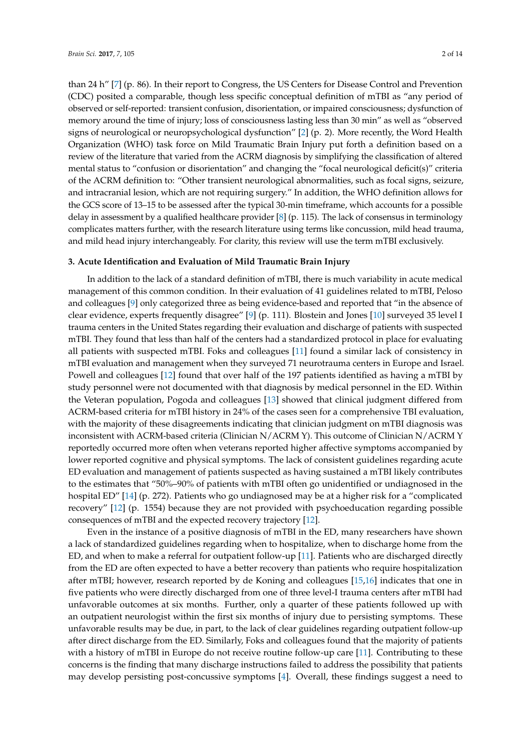than 24 h" [7] (p. 86). In their report to Congress, the US Centers for Disease Control and Prevention (CDC) posited a comparable, though less specific conceptual definition of mTBI as "any period of observed or self-reported: transient confusion, disorientation, or impaired consciousness; dysfunction of memory around the time of injury; loss of consciousness lasting less than 30 min" as well as "observed signs of neurological or neuropsychological dysfunction" [2] (p. 2). More recently, the Word Health Organization (WHO) task force on Mild Traumatic Brain Injury put forth a definition based on a review of the literature that varied from the ACRM diagnosis by simplifying the classification of altered mental status to "confusion or disorientation" and changing the "focal neurological deficit(s)" criteria of the ACRM definition to: "Other transient neurological abnormalities, such as focal signs, seizure, and intracranial lesion, which are not requiring surgery." In addition, the WHO definition allows for the GCS score of 13–15 to be assessed after the typical 30-min timeframe, which accounts for a possible delay in assessment by a qualified healthcare provider [8] (p. 115). The lack of consensus in terminology complicates matters further, with the research literature using terms like concussion, mild head trauma, and mild head injury interchangeably. For clarity, this review will use the term mTBI exclusively.

### 3. Acute Identification and Evaluation of Mild Traumatic Brain Injury

In addition to the lack of a standard definition of mTBI, there is much variability in acute medical management of this common condition. In their evaluation of 41 guidelines related to mTBI, Peloso and colleagues [9] only categorized three as being evidence-based and reported that "in the absence of clear evidence, experts frequently disagree" [9] (p. 111). Blostein and Jones [10] surveyed 35 level I trauma centers in the United States regarding their evaluation and discharge of patients with suspected mTBI. They found that less than half of the centers had a standardized protocol in place for evaluating all patients with suspected mTBI. Foks and colleagues [11] found a similar lack of consistency in mTBI evaluation and management when they surveyed 71 neurotrauma centers in Europe and Israel. Powell and colleagues [12] found that over half of the 197 patients identified as having a mTBI by study personnel were not documented with that diagnosis by medical personnel in the ED. Within the Veteran population, Pogoda and colleagues [13] showed that clinical judgment differed from ACRM-based criteria for mTBI history in 24% of the cases seen for a comprehensive TBI evaluation, with the majority of these disagreements indicating that clinician judgment on mTBI diagnosis was inconsistent with ACRM-based criteria (Clinician N/ACRM Y). This outcome of Clinician N/ACRM Y reportedly occurred more often when veterans reported higher affective symptoms accompanied by lower reported cognitive and physical symptoms. The lack of consistent guidelines regarding acute ED evaluation and management of patients suspected as having sustained a mTBI likely contributes to the estimates that "50%–90% of patients with mTBI often go unidentified or undiagnosed in the hospital ED" [14] (p. 272). Patients who go undiagnosed may be at a higher risk for a "complicated recovery" [12] (p. 1554) because they are not provided with psychoeducation regarding possible consequences of mTBI and the expected recovery trajectory [12].

Even in the instance of a positive diagnosis of mTBI in the ED, many researchers have shown a lack of standardized guidelines regarding when to hospitalize, when to discharge home from the ED, and when to make a referral for outpatient follow-up [11]. Patients who are discharged directly from the ED are often expected to have a better recovery than patients who require hospitalization after mTBI; however, research reported by de Koning and colleagues [15,16] indicates that one in five patients who were directly discharged from one of three level-I trauma centers after mTBI had unfavorable outcomes at six months. Further, only a quarter of these patients followed up with an outpatient neurologist within the first six months of injury due to persisting symptoms. These unfavorable results may be due, in part, to the lack of clear guidelines regarding outpatient follow-up after direct discharge from the ED. Similarly, Foks and colleagues found that the majority of patients with a history of mTBI in Europe do not receive routine follow-up care [11]. Contributing to these concerns is the finding that many discharge instructions failed to address the possibility that patients may develop persisting post-concussive symptoms [4]. Overall, these findings suggest a need to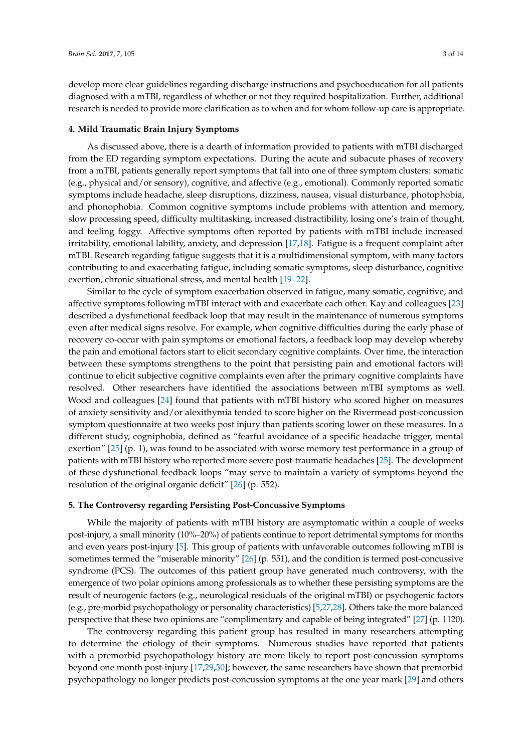develop more clear guidelines regarding discharge instructions and psychoeducation for all patients diagnosed with a mTBI, regardless of whether or not they required hospitalization. Further, additional research is needed to provide more clarification as to when and for whom follow-up care is appropriate.

## 4. Mild Traumatic Brain Injury Symptoms

As discussed above, there is a dearth of information provided to patients with mTBI discharged from the ED regarding symptom expectations. During the acute and subacute phases of recovery from a mTBI, patients generally report symptoms that fall into one of three symptom clusters: somatic (e.g., physical and/or sensory), cognitive, and affective (e.g., emotional). Commonly reported somatic symptoms include headache, sleep disruptions, dizziness, nausea, visual disturbance, photophobia, and phonophobia. Common cognitive symptoms include problems with attention and memory, slow processing speed, difficulty multitasking, increased distractibility, losing one's train of thought, and feeling foggy. Affective symptoms often reported by patients with mTBI include increased irritability, emotional lability, anxiety, and depression [17,18]. Fatigue is a frequent complaint after mTBI. Research regarding fatigue suggests that it is a multidimensional symptom, with many factors contributing to and exacerbating fatigue, including somatic symptoms, sleep disturbance, cognitive exertion, chronic situational stress, and mental health [19–22].

Similar to the cycle of symptom exacerbation observed in fatigue, many somatic, cognitive, and affective symptoms following mTBI interact with and exacerbate each other. Kay and colleagues [23] described a dysfunctional feedback loop that may result in the maintenance of numerous symptoms even after medical signs resolve. For example, when cognitive difficulties during the early phase of recovery co-occur with pain symptoms or emotional factors, a feedback loop may develop whereby the pain and emotional factors start to elicit secondary cognitive complaints. Over time, the interaction between these symptoms strengthens to the point that persisting pain and emotional factors will continue to elicit subjective cognitive complaints even after the primary cognitive complaints have resolved. Other researchers have identified the associations between mTBI symptoms as well. Wood and colleagues [24] found that patients with mTBI history who scored higher on measures of anxiety sensitivity and/or alexithymia tended to score higher on the Rivermead post-concussion symptom questionnaire at two weeks post injury than patients scoring lower on these measures. In a different study, cogniphobia, defined as "fearful avoidance of a specific headache trigger, mental exertion" [25] (p. 1), was found to be associated with worse memory test performance in a group of patients with mTBI history who reported more severe post-traumatic headaches [25]. The development of these dysfunctional feedback loops "may serve to maintain a variety of symptoms beyond the resolution of the original organic deficit" [26] (p. 552).

## 5. The Controversy regarding Persisting Post-Concussive Symptoms

While the majority of patients with mTBI history are asymptomatic within a couple of weeks post-injury, a small minority (10%–20%) of patients continue to report detrimental symptoms for months and even years post-injury [5]. This group of patients with unfavorable outcomes following mTBI is sometimes termed the "miserable minority" [26] (p. 551), and the condition is termed post-concussive syndrome (PCS). The outcomes of this patient group have generated much controversy, with the emergence of two polar opinions among professionals as to whether these persisting symptoms are the result of neurogenic factors (e.g., neurological residuals of the original mTBI) or psychogenic factors (e.g., pre-morbid psychopathology or personality characteristics) [5,27,28]. Others take the more balanced perspective that these two opinions are "complimentary and capable of being integrated" [27] (p. 1120).

The controversy regarding this patient group has resulted in many researchers attempting to determine the etiology of their symptoms. Numerous studies have reported that patients with a premorbid psychopathology history are more likely to report post-concussion symptoms beyond one month post-injury [17,29,30]; however, the same researchers have shown that premorbid psychopathology no longer predicts post-concussion symptoms at the one year mark [29] and others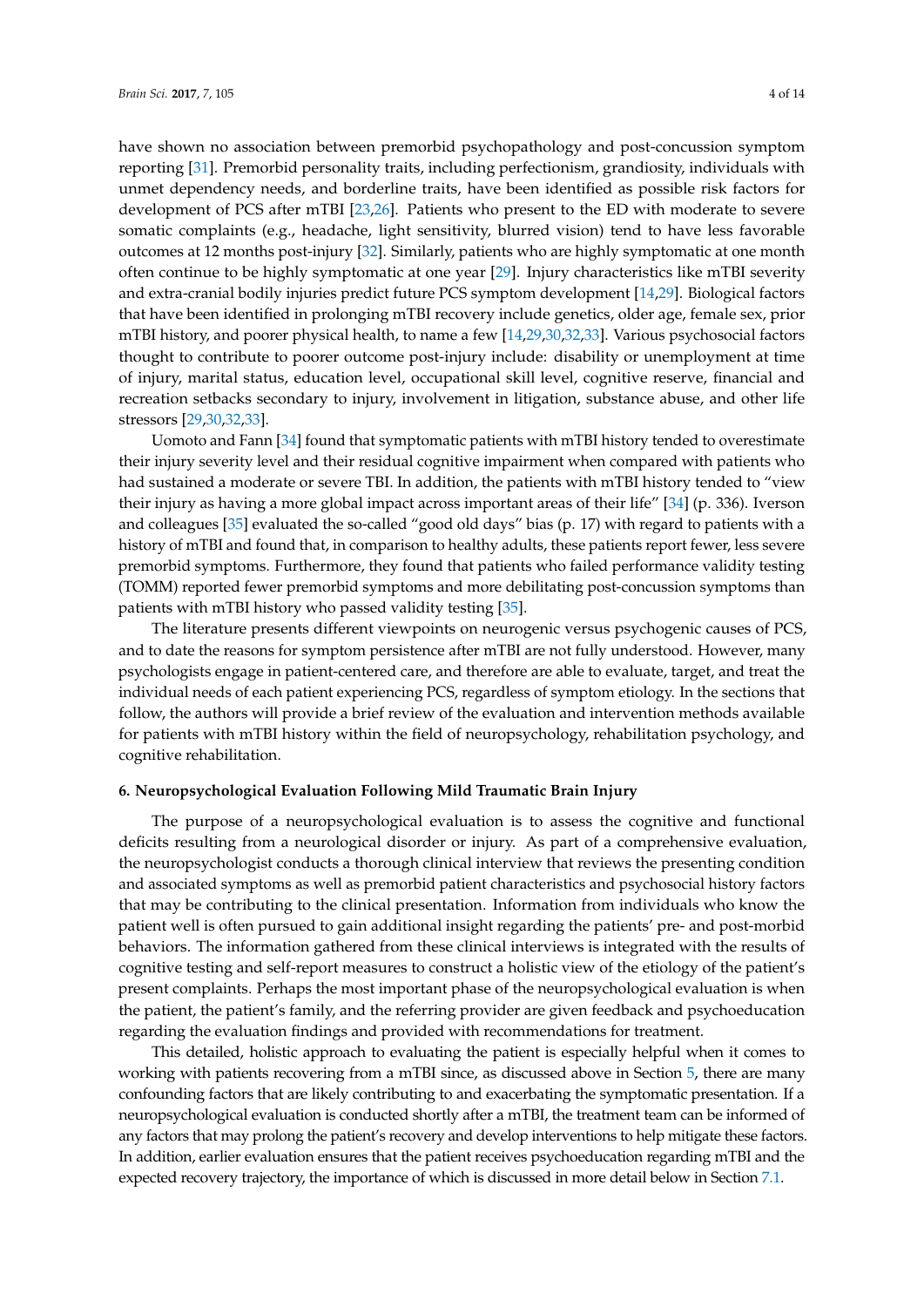have shown no association between premorbid psychopathology and post-concussion symptom reporting [31]. Premorbid personality traits, including perfectionism, grandiosity, individuals with unmet dependency needs, and borderline traits, have been identified as possible risk factors for development of PCS after mTBI [23,26]. Patients who present to the ED with moderate to severe somatic complaints (e.g., headache, light sensitivity, blurred vision) tend to have less favorable outcomes at 12 months post-injury [32]. Similarly, patients who are highly symptomatic at one month often continue to be highly symptomatic at one year [29]. Injury characteristics like mTBI severity and extra-cranial bodily injuries predict future PCS symptom development [14,29]. Biological factors that have been identified in prolonging mTBI recovery include genetics, older age, female sex, prior mTBI history, and poorer physical health, to name a few [14,29,30,32,33]. Various psychosocial factors thought to contribute to poorer outcome post-injury include: disability or unemployment at time of injury, marital status, education level, occupational skill level, cognitive reserve, financial and recreation setbacks secondary to injury, involvement in litigation, substance abuse, and other life stressors [29,30,32,33].

Uomoto and Fann [34] found that symptomatic patients with mTBI history tended to overestimate their injury severity level and their residual cognitive impairment when compared with patients who had sustained a moderate or severe TBI. In addition, the patients with mTBI history tended to "view their injury as having a more global impact across important areas of their life" [34] (p. 336). Iverson and colleagues [35] evaluated the so-called "good old days" bias (p. 17) with regard to patients with a history of mTBI and found that, in comparison to healthy adults, these patients report fewer, less severe premorbid symptoms. Furthermore, they found that patients who failed performance validity testing (TOMM) reported fewer premorbid symptoms and more debilitating post-concussion symptoms than patients with mTBI history who passed validity testing [35].

The literature presents different viewpoints on neurogenic versus psychogenic causes of PCS, and to date the reasons for symptom persistence after mTBI are not fully understood. However, many psychologists engage in patient-centered care, and therefore are able to evaluate, target, and treat the individual needs of each patient experiencing PCS, regardless of symptom etiology. In the sections that follow, the authors will provide a brief review of the evaluation and intervention methods available for patients with mTBI history within the field of neuropsychology, rehabilitation psychology, and cognitive rehabilitation.

## 6. Neuropsychological Evaluation Following Mild Traumatic Brain Injury

The purpose of a neuropsychological evaluation is to assess the cognitive and functional deficits resulting from a neurological disorder or injury. As part of a comprehensive evaluation, the neuropsychologist conducts a thorough clinical interview that reviews the presenting condition and associated symptoms as well as premorbid patient characteristics and psychosocial history factors that may be contributing to the clinical presentation. Information from individuals who know the patient well is often pursued to gain additional insight regarding the patients' pre- and post-morbid behaviors. The information gathered from these clinical interviews is integrated with the results of cognitive testing and self-report measures to construct a holistic view of the etiology of the patient's present complaints. Perhaps the most important phase of the neuropsychological evaluation is when the patient, the patient's family, and the referring provider are given feedback and psychoeducation regarding the evaluation findings and provided with recommendations for treatment.

This detailed, holistic approach to evaluating the patient is especially helpful when it comes to working with patients recovering from a mTBI since, as discussed above in Section 5, there are many confounding factors that are likely contributing to and exacerbating the symptomatic presentation. If a neuropsychological evaluation is conducted shortly after a mTBI, the treatment team can be informed of any factors that may prolong the patient's recovery and develop interventions to help mitigate these factors. In addition, earlier evaluation ensures that the patient receives psychoeducation regarding mTBI and the expected recovery trajectory, the importance of which is discussed in more detail below in Section 7.1.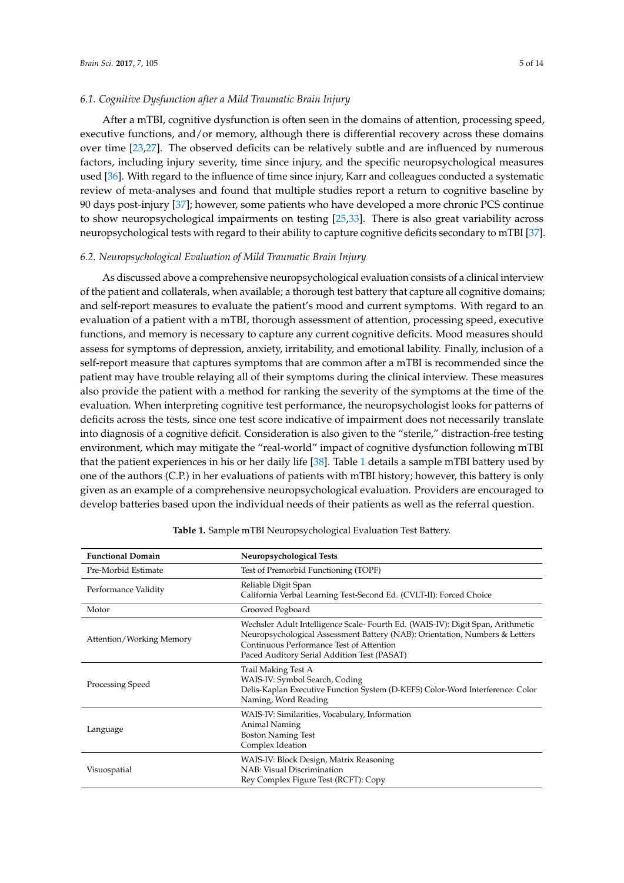### 6.1. Cognitive Dysfunction after a Mild Traumatic Brain Injury

After a mTBI, cognitive dysfunction is often seen in the domains of attention, processing speed, executive functions, and/or memory, although there is differential recovery across these domains over time [23,27]. The observed deficits can be relatively subtle and are influenced by numerous factors, including injury severity, time since injury, and the specific neuropsychological measures used [36]. With regard to the influence of time since injury, Karr and colleagues conducted a systematic review of meta-analyses and found that multiple studies report a return to cognitive baseline by 90 days post-injury [37]; however, some patients who have developed a more chronic PCS continue to show neuropsychological impairments on testing [25,33]. There is also great variability across neuropsychological tests with regard to their ability to capture cognitive deficits secondary to mTBI [37].

### 6.2. Neuropsychological Evaluation of Mild Traumatic Brain Injury

As discussed above a comprehensive neuropsychological evaluation consists of a clinical interview of the patient and collaterals, when available; a thorough test battery that capture all cognitive domains; and self-report measures to evaluate the patient's mood and current symptoms. With regard to an evaluation of a patient with a mTBI, thorough assessment of attention, processing speed, executive functions, and memory is necessary to capture any current cognitive deficits. Mood measures should assess for symptoms of depression, anxiety, irritability, and emotional lability. Finally, inclusion of a self-report measure that captures symptoms that are common after a mTBI is recommended since the patient may have trouble relaying all of their symptoms during the clinical interview. These measures also provide the patient with a method for ranking the severity of the symptoms at the time of the evaluation. When interpreting cognitive test performance, the neuropsychologist looks for patterns of deficits across the tests, since one test score indicative of impairment does not necessarily translate into diagnosis of a cognitive deficit. Consideration is also given to the "sterile," distraction-free testing environment, which may mitigate the "real-world" impact of cognitive dysfunction following mTBI that the patient experiences in his or her daily life [38]. Table 1 details a sample mTBI battery used by one of the authors (C.P.) in her evaluations of patients with mTBI history; however, this battery is only given as an example of a comprehensive neuropsychological evaluation. Providers are encouraged to develop batteries based upon the individual needs of their patients as well as the referral question.

**Table 1.** Sample mTBI Neuropsychological Evaluation Test Battery.

| **Functional Domain** | **Neuropsychological Tests** |
|---|---|
| Pre-Morbid Estimate | Test of Premorbid Functioning (TOPF) |
| Performance Validity | Reliable Digit Span<br>California Verbal Learning Test-Second Ed. (CVLT-II): Forced Choice |
| Motor | Grooved Pegboard |
| Attention/Working Memory | Wechsler Adult Intelligence Scale- Fourth Ed. (WAIS-IV): Digit Span, Arithmetic<br>Neuropsychological Assessment Battery (NAB): Orientation, Numbers & Letters<br>Continuous Performance Test of Attention<br>Paced Auditory Serial Addition Test (PASAT) |
| Processing Speed | Trail Making Test A<br>WAIS-IV: Symbol Search, Coding<br>Delis-Kaplan Executive Function System (D-KEFS) Color-Word Interference: Color Naming, Word Reading |
| Language | WAIS-IV: Similarities, Vocabulary, Information<br>Animal Naming<br>Boston Naming Test<br>Complex Ideation |
| Visuospatial | WAIS-IV: Block Design, Matrix Reasoning<br>NAB: Visual Discrimination<br>Rey Complex Figure Test (RCFT): Copy |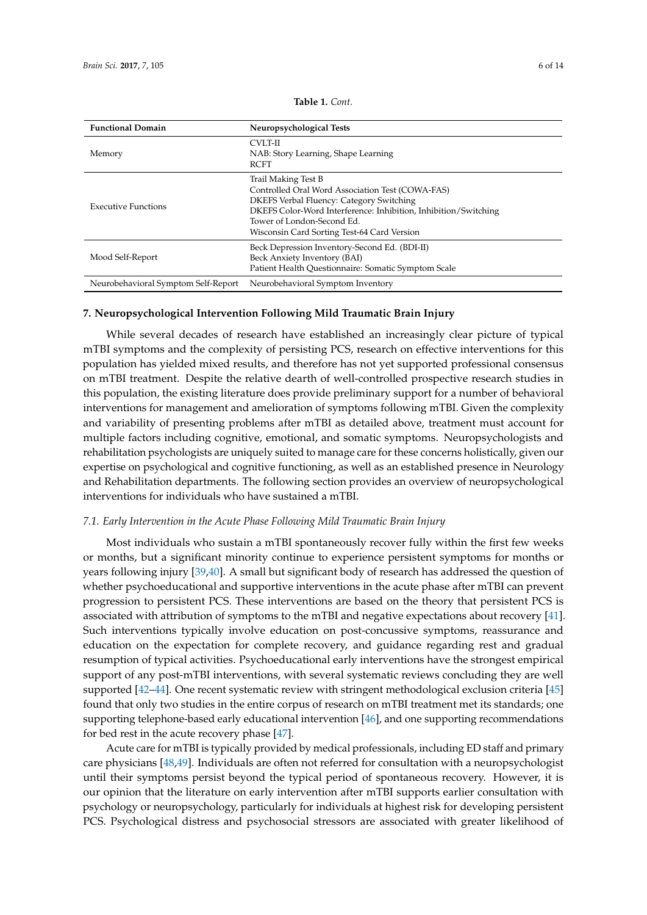**Table 1.** *Cont.*

| Functional Domain | Neuropsychological Tests |
| --- | --- |
| Memory | CVLT-II<br>NAB: Story Learning, Shape Learning<br>RCFT |
| Executive Functions | Trail Making Test B<br>Controlled Oral Word Association Test (COWA-FAS)<br>DKEFS Verbal Fluency: Category Switching<br>DKEFS Color-Word Interference: Inhibition, Inhibition/Switching<br>Tower of London-Second Ed.<br>Wisconsin Card Sorting Test-64 Card Version |
| Mood Self-Report | Beck Depression Inventory-Second Ed. (BDI-II)<br>Beck Anxiety Inventory (BAI)<br>Patient Health Questionnaire: Somatic Symptom Scale |
| Neurobehavioral Symptom Self-Report | Neurobehavioral Symptom Inventory |

## 7. Neuropsychological Intervention Following Mild Traumatic Brain Injury

While several decades of research have established an increasingly clear picture of typical mTBI symptoms and the complexity of persisting PCS, research on effective interventions for this population has yielded mixed results, and therefore has not yet supported professional consensus on mTBI treatment. Despite the relative dearth of well-controlled prospective research studies in this population, the existing literature does provide preliminary support for a number of behavioral interventions for management and amelioration of symptoms following mTBI. Given the complexity and variability of presenting problems after mTBI as detailed above, treatment must account for multiple factors including cognitive, emotional, and somatic symptoms. Neuropsychologists and rehabilitation psychologists are uniquely suited to manage care for these concerns holistically, given our expertise on psychological and cognitive functioning, as well as an established presence in Neurology and Rehabilitation departments. The following section provides an overview of neuropsychological interventions for individuals who have sustained a mTBI.

### *7.1. Early Intervention in the Acute Phase Following Mild Traumatic Brain Injury*

Most individuals who sustain a mTBI spontaneously recover fully within the first few weeks or months, but a significant minority continue to experience persistent symptoms for months or years following injury [39,40]. A small but significant body of research has addressed the question of whether psychoeducational and supportive interventions in the acute phase after mTBI can prevent progression to persistent PCS. These interventions are based on the theory that persistent PCS is associated with attribution of symptoms to the mTBI and negative expectations about recovery [41]. Such interventions typically involve education on post-concussive symptoms, reassurance and education on the expectation for complete recovery, and guidance regarding rest and gradual resumption of typical activities. Psychoeducational early interventions have the strongest empirical support of any post-mTBI interventions, with several systematic reviews concluding they are well supported [42–44]. One recent systematic review with stringent methodological exclusion criteria [45] found that only two studies in the entire corpus of research on mTBI treatment met its standards; one supporting telephone-based early educational intervention [46], and one supporting recommendations for bed rest in the acute recovery phase [47].

Acute care for mTBI is typically provided by medical professionals, including ED staff and primary care physicians [48,49]. Individuals are often not referred for consultation with a neuropsychologist until their symptoms persist beyond the typical period of spontaneous recovery. However, it is our opinion that the literature on early intervention after mTBI supports earlier consultation with psychology or neuropsychology, particularly for individuals at highest risk for developing persistent PCS. Psychological distress and psychosocial stressors are associated with greater likelihood of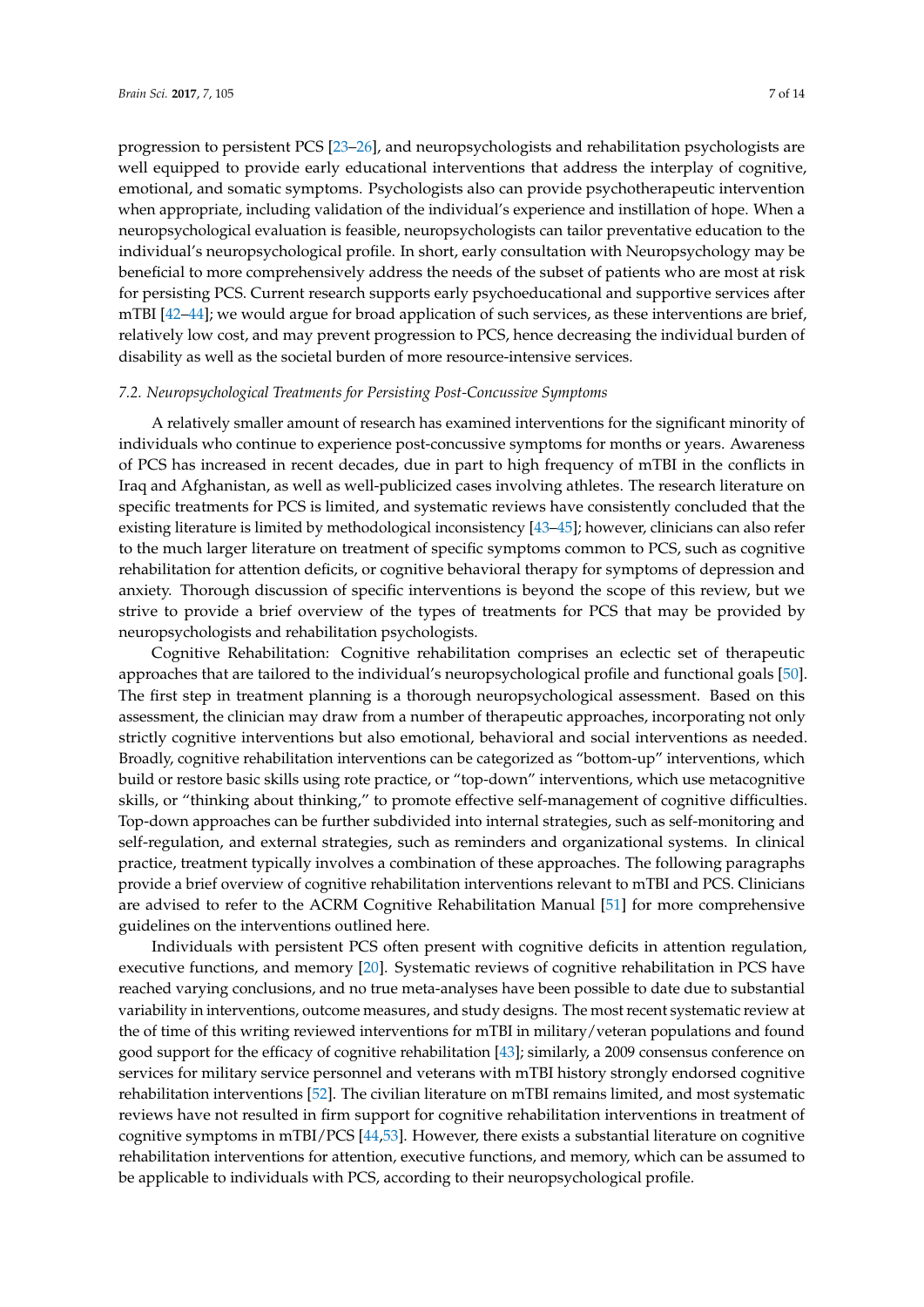progression to persistent PCS [23–26], and neuropsychologists and rehabilitation psychologists are well equipped to provide early educational interventions that address the interplay of cognitive, emotional, and somatic symptoms. Psychologists also can provide psychotherapeutic intervention when appropriate, including validation of the individual's experience and instillation of hope. When a neuropsychological evaluation is feasible, neuropsychologists can tailor preventative education to the individual's neuropsychological profile. In short, early consultation with Neuropsychology may be beneficial to more comprehensively address the needs of the subset of patients who are most at risk for persisting PCS. Current research supports early psychoeducational and supportive services after mTBI [42–44]; we would argue for broad application of such services, as these interventions are brief, relatively low cost, and may prevent progression to PCS, hence decreasing the individual burden of disability as well as the societal burden of more resource-intensive services.

### *7.2. Neuropsychological Treatments for Persisting Post-Concussive Symptoms*

A relatively smaller amount of research has examined interventions for the significant minority of individuals who continue to experience post-concussive symptoms for months or years. Awareness of PCS has increased in recent decades, due in part to high frequency of mTBI in the conflicts in Iraq and Afghanistan, as well as well-publicized cases involving athletes. The research literature on specific treatments for PCS is limited, and systematic reviews have consistently concluded that the existing literature is limited by methodological inconsistency [43–45]; however, clinicians can also refer to the much larger literature on treatment of specific symptoms common to PCS, such as cognitive rehabilitation for attention deficits, or cognitive behavioral therapy for symptoms of depression and anxiety. Thorough discussion of specific interventions is beyond the scope of this review, but we strive to provide a brief overview of the types of treatments for PCS that may be provided by neuropsychologists and rehabilitation psychologists.

Cognitive Rehabilitation: Cognitive rehabilitation comprises an eclectic set of therapeutic approaches that are tailored to the individual's neuropsychological profile and functional goals [50]. The first step in treatment planning is a thorough neuropsychological assessment. Based on this assessment, the clinician may draw from a number of therapeutic approaches, incorporating not only strictly cognitive interventions but also emotional, behavioral and social interventions as needed. Broadly, cognitive rehabilitation interventions can be categorized as "bottom-up" interventions, which build or restore basic skills using rote practice, or "top-down" interventions, which use metacognitive skills, or "thinking about thinking," to promote effective self-management of cognitive difficulties. Top-down approaches can be further subdivided into internal strategies, such as self-monitoring and self-regulation, and external strategies, such as reminders and organizational systems. In clinical practice, treatment typically involves a combination of these approaches. The following paragraphs provide a brief overview of cognitive rehabilitation interventions relevant to mTBI and PCS. Clinicians are advised to refer to the ACRM Cognitive Rehabilitation Manual [51] for more comprehensive guidelines on the interventions outlined here.

Individuals with persistent PCS often present with cognitive deficits in attention regulation, executive functions, and memory [20]. Systematic reviews of cognitive rehabilitation in PCS have reached varying conclusions, and no true meta-analyses have been possible to date due to substantial variability in interventions, outcome measures, and study designs. The most recent systematic review at the of time of this writing reviewed interventions for mTBI in military/veteran populations and found good support for the efficacy of cognitive rehabilitation [43]; similarly, a 2009 consensus conference on services for military service personnel and veterans with mTBI history strongly endorsed cognitive rehabilitation interventions [52]. The civilian literature on mTBI remains limited, and most systematic reviews have not resulted in firm support for cognitive rehabilitation interventions in treatment of cognitive symptoms in mTBI/PCS [44,53]. However, there exists a substantial literature on cognitive rehabilitation interventions for attention, executive functions, and memory, which can be assumed to be applicable to individuals with PCS, according to their neuropsychological profile.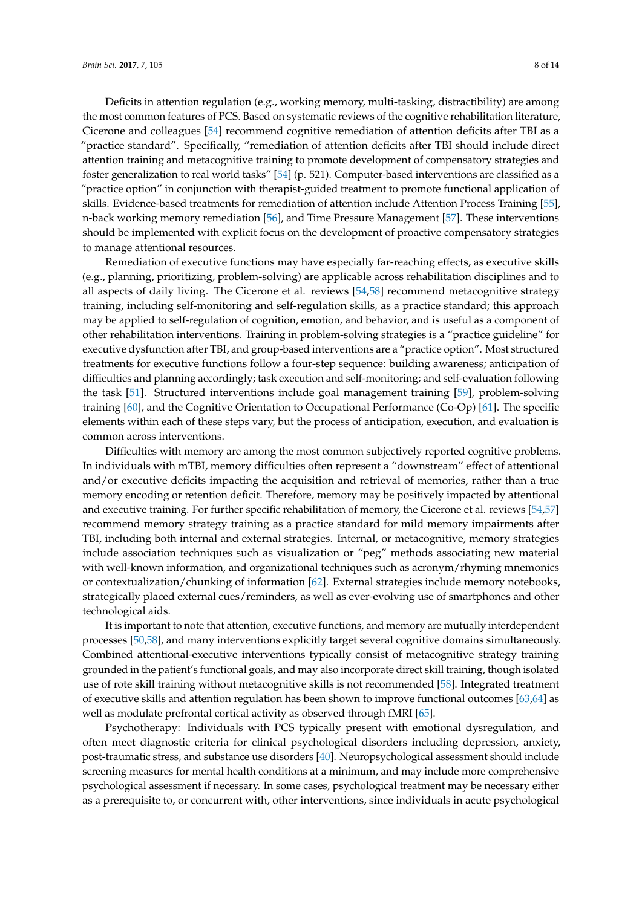Deficits in attention regulation (e.g., working memory, multi-tasking, distractibility) are among the most common features of PCS. Based on systematic reviews of the cognitive rehabilitation literature, Cicerone and colleagues [54] recommend cognitive remediation of attention deficits after TBI as a "practice standard". Specifically, "remediation of attention deficits after TBI should include direct attention training and metacognitive training to promote development of compensatory strategies and foster generalization to real world tasks" [54] (p. 521). Computer-based interventions are classified as a "practice option" in conjunction with therapist-guided treatment to promote functional application of skills. Evidence-based treatments for remediation of attention include Attention Process Training [55], n-back working memory remediation [56], and Time Pressure Management [57]. These interventions should be implemented with explicit focus on the development of proactive compensatory strategies to manage attentional resources.

Remediation of executive functions may have especially far-reaching effects, as executive skills (e.g., planning, prioritizing, problem-solving) are applicable across rehabilitation disciplines and to all aspects of daily living. The Cicerone et al. reviews [54,58] recommend metacognitive strategy training, including self-monitoring and self-regulation skills, as a practice standard; this approach may be applied to self-regulation of cognition, emotion, and behavior, and is useful as a component of other rehabilitation interventions. Training in problem-solving strategies is a "practice guideline" for executive dysfunction after TBI, and group-based interventions are a "practice option". Most structured treatments for executive functions follow a four-step sequence: building awareness; anticipation of difficulties and planning accordingly; task execution and self-monitoring; and self-evaluation following the task [51]. Structured interventions include goal management training [59], problem-solving training [60], and the Cognitive Orientation to Occupational Performance (Co-Op) [61]. The specific elements within each of these steps vary, but the process of anticipation, execution, and evaluation is common across interventions.

Difficulties with memory are among the most common subjectively reported cognitive problems. In individuals with mTBI, memory difficulties often represent a "downstream" effect of attentional and/or executive deficits impacting the acquisition and retrieval of memories, rather than a true memory encoding or retention deficit. Therefore, memory may be positively impacted by attentional and executive training. For further specific rehabilitation of memory, the Cicerone et al. reviews [54,57] recommend memory strategy training as a practice standard for mild memory impairments after TBI, including both internal and external strategies. Internal, or metacognitive, memory strategies include association techniques such as visualization or "peg" methods associating new material with well-known information, and organizational techniques such as acronym/rhyming mnemonics or contextualization/chunking of information [62]. External strategies include memory notebooks, strategically placed external cues/reminders, as well as ever-evolving use of smartphones and other technological aids.

It is important to note that attention, executive functions, and memory are mutually interdependent processes [50,58], and many interventions explicitly target several cognitive domains simultaneously. Combined attentional-executive interventions typically consist of metacognitive strategy training grounded in the patient's functional goals, and may also incorporate direct skill training, though isolated use of rote skill training without metacognitive skills is not recommended [58]. Integrated treatment of executive skills and attention regulation has been shown to improve functional outcomes [63,64] as well as modulate prefrontal cortical activity as observed through fMRI [65].

Psychotherapy: Individuals with PCS typically present with emotional dysregulation, and often meet diagnostic criteria for clinical psychological disorders including depression, anxiety, post-traumatic stress, and substance use disorders [40]. Neuropsychological assessment should include screening measures for mental health conditions at a minimum, and may include more comprehensive psychological assessment if necessary. In some cases, psychological treatment may be necessary either as a prerequisite to, or concurrent with, other interventions, since individuals in acute psychological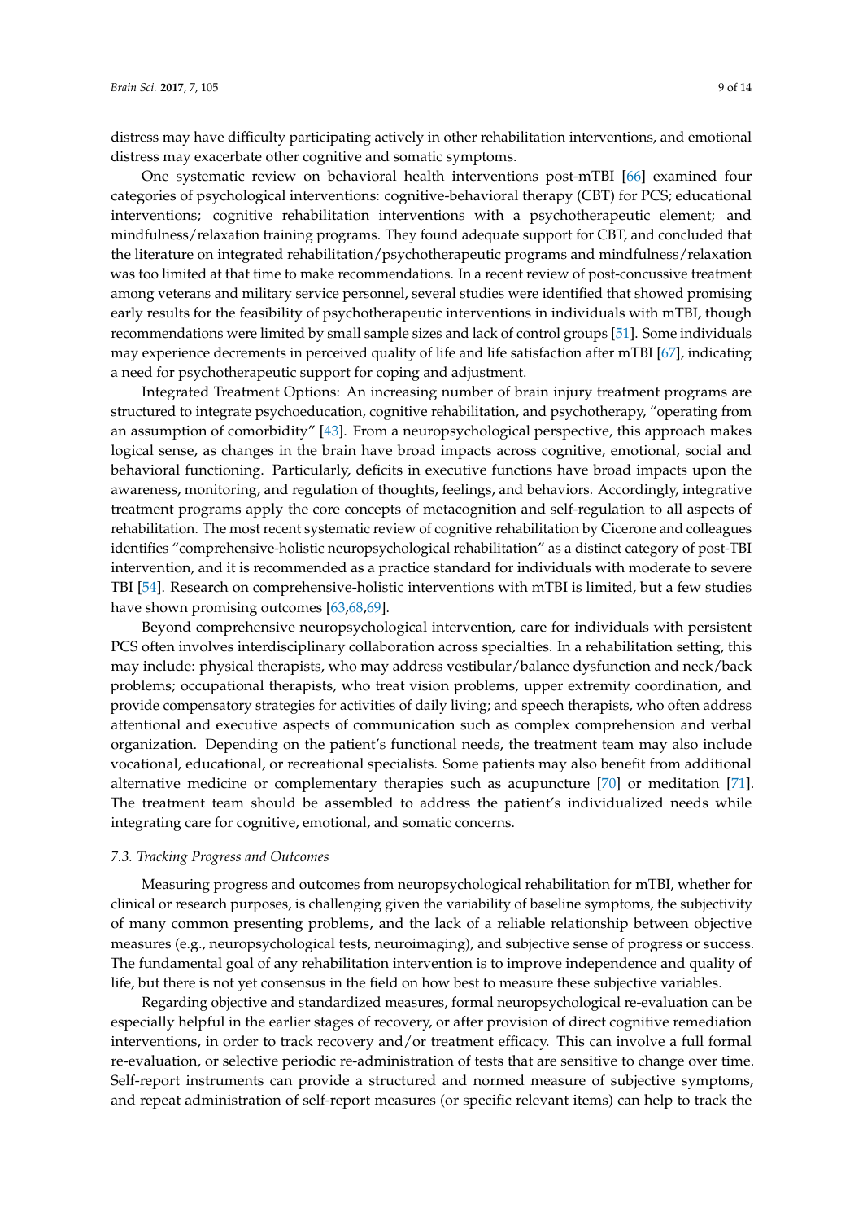distress may have difficulty participating actively in other rehabilitation interventions, and emotional distress may exacerbate other cognitive and somatic symptoms.

One systematic review on behavioral health interventions post-mTBI [66] examined four categories of psychological interventions: cognitive-behavioral therapy (CBT) for PCS; educational interventions; cognitive rehabilitation interventions with a psychotherapeutic element; and mindfulness/relaxation training programs. They found adequate support for CBT, and concluded that the literature on integrated rehabilitation/psychotherapeutic programs and mindfulness/relaxation was too limited at that time to make recommendations. In a recent review of post-concussive treatment among veterans and military service personnel, several studies were identified that showed promising early results for the feasibility of psychotherapeutic interventions in individuals with mTBI, though recommendations were limited by small sample sizes and lack of control groups [51]. Some individuals may experience decrements in perceived quality of life and life satisfaction after mTBI [67], indicating a need for psychotherapeutic support for coping and adjustment.

Integrated Treatment Options: An increasing number of brain injury treatment programs are structured to integrate psychoeducation, cognitive rehabilitation, and psychotherapy, "operating from an assumption of comorbidity" [43]. From a neuropsychological perspective, this approach makes logical sense, as changes in the brain have broad impacts across cognitive, emotional, social and behavioral functioning. Particularly, deficits in executive functions have broad impacts upon the awareness, monitoring, and regulation of thoughts, feelings, and behaviors. Accordingly, integrative treatment programs apply the core concepts of metacognition and self-regulation to all aspects of rehabilitation. The most recent systematic review of cognitive rehabilitation by Cicerone and colleagues identifies "comprehensive-holistic neuropsychological rehabilitation" as a distinct category of post-TBI intervention, and it is recommended as a practice standard for individuals with moderate to severe TBI [54]. Research on comprehensive-holistic interventions with mTBI is limited, but a few studies have shown promising outcomes [63,68,69].

Beyond comprehensive neuropsychological intervention, care for individuals with persistent PCS often involves interdisciplinary collaboration across specialties. In a rehabilitation setting, this may include: physical therapists, who may address vestibular/balance dysfunction and neck/back problems; occupational therapists, who treat vision problems, upper extremity coordination, and provide compensatory strategies for activities of daily living; and speech therapists, who often address attentional and executive aspects of communication such as complex comprehension and verbal organization. Depending on the patient's functional needs, the treatment team may also include vocational, educational, or recreational specialists. Some patients may also benefit from additional alternative medicine or complementary therapies such as acupuncture [70] or meditation [71]. The treatment team should be assembled to address the patient's individualized needs while integrating care for cognitive, emotional, and somatic concerns.

### 7.3. Tracking Progress and Outcomes

Measuring progress and outcomes from neuropsychological rehabilitation for mTBI, whether for clinical or research purposes, is challenging given the variability of baseline symptoms, the subjectivity of many common presenting problems, and the lack of a reliable relationship between objective measures (e.g., neuropsychological tests, neuroimaging), and subjective sense of progress or success. The fundamental goal of any rehabilitation intervention is to improve independence and quality of life, but there is not yet consensus in the field on how best to measure these subjective variables.

Regarding objective and standardized measures, formal neuropsychological re-evaluation can be especially helpful in the earlier stages of recovery, or after provision of direct cognitive remediation interventions, in order to track recovery and/or treatment efficacy. This can involve a full formal re-evaluation, or selective periodic re-administration of tests that are sensitive to change over time. Self-report instruments can provide a structured and normed measure of subjective symptoms, and repeat administration of self-report measures (or specific relevant items) can help to track the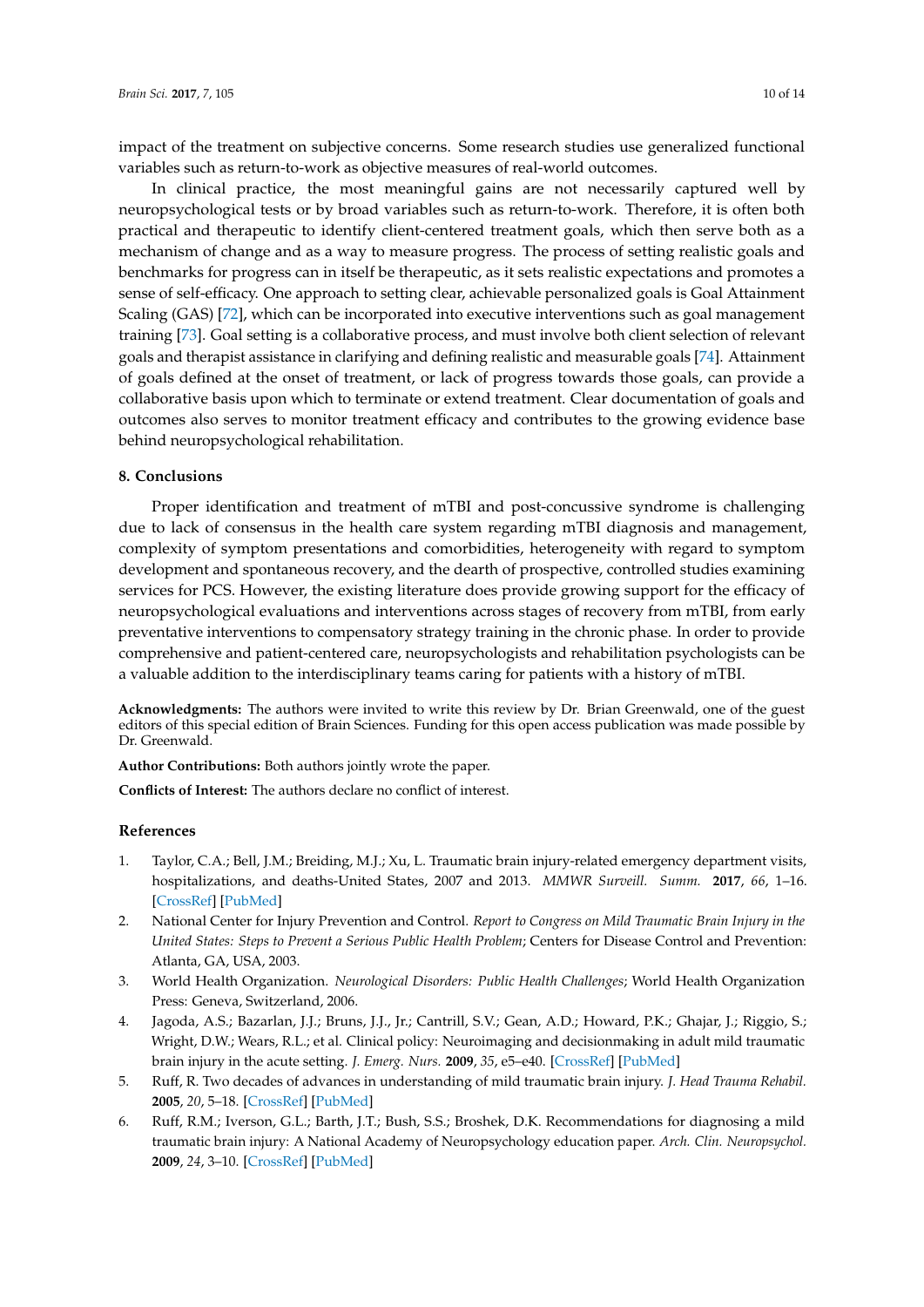impact of the treatment on subjective concerns. Some research studies use generalized functional variables such as return-to-work as objective measures of real-world outcomes.

In clinical practice, the most meaningful gains are not necessarily captured well by neuropsychological tests or by broad variables such as return-to-work. Therefore, it is often both practical and therapeutic to identify client-centered treatment goals, which then serve both as a mechanism of change and as a way to measure progress. The process of setting realistic goals and benchmarks for progress can in itself be therapeutic, as it sets realistic expectations and promotes a sense of self-efficacy. One approach to setting clear, achievable personalized goals is Goal Attainment Scaling (GAS) [72], which can be incorporated into executive interventions such as goal management training [73]. Goal setting is a collaborative process, and must involve both client selection of relevant goals and therapist assistance in clarifying and defining realistic and measurable goals [74]. Attainment of goals defined at the onset of treatment, or lack of progress towards those goals, can provide a collaborative basis upon which to terminate or extend treatment. Clear documentation of goals and outcomes also serves to monitor treatment efficacy and contributes to the growing evidence base behind neuropsychological rehabilitation.

## 8. Conclusions

Proper identification and treatment of mTBI and post-concussive syndrome is challenging due to lack of consensus in the health care system regarding mTBI diagnosis and management, complexity of symptom presentations and comorbidities, heterogeneity with regard to symptom development and spontaneous recovery, and the dearth of prospective, controlled studies examining services for PCS. However, the existing literature does provide growing support for the efficacy of neuropsychological evaluations and interventions across stages of recovery from mTBI, from early preventative interventions to compensatory strategy training in the chronic phase. In order to provide comprehensive and patient-centered care, neuropsychologists and rehabilitation psychologists can be a valuable addition to the interdisciplinary teams caring for patients with a history of mTBI.

**Acknowledgments:** The authors were invited to write this review by Dr. Brian Greenwald, one of the guest editors of this special edition of Brain Sciences. Funding for this open access publication was made possible by Dr. Greenwald.

**Author Contributions:** Both authors jointly wrote the paper.

**Conflicts of Interest:** The authors declare no conflict of interest.

## References

1. Taylor, C.A.; Bell, J.M.; Breiding, M.J.; Xu, L. Traumatic brain injury-related emergency department visits, hospitalizations, and deaths-United States, 2007 and 2013. *MMWR Surveill. Summ.* **2017**, *66*, 1–16. [CrossRef] [PubMed]
2. National Center for Injury Prevention and Control. *Report to Congress on Mild Traumatic Brain Injury in the United States: Steps to Prevent a Serious Public Health Problem*; Centers for Disease Control and Prevention: Atlanta, GA, USA, 2003.
3. World Health Organization. *Neurological Disorders: Public Health Challenges*; World Health Organization Press: Geneva, Switzerland, 2006.
4. Jagoda, A.S.; Bazarlan, J.J.; Bruns, J.J., Jr.; Cantrill, S.V.; Gean, A.D.; Howard, P.K.; Ghajar, J.; Riggio, S.; Wright, D.W.; Wears, R.L.; et al. Clinical policy: Neuroimaging and decisionmaking in adult mild traumatic brain injury in the acute setting. *J. Emerg. Nurs.* **2009**, *35*, e5–e40. [CrossRef] [PubMed]
5. Ruff, R. Two decades of advances in understanding of mild traumatic brain injury. *J. Head Trauma Rehabil.* **2005**, *20*, 5–18. [CrossRef] [PubMed]
6. Ruff, R.M.; Iverson, G.L.; Barth, J.T.; Bush, S.S.; Broshek, D.K. Recommendations for diagnosing a mild traumatic brain injury: A National Academy of Neuropsychology education paper. *Arch. Clin. Neuropsychol.* **2009**, *24*, 3–10. [CrossRef] [PubMed]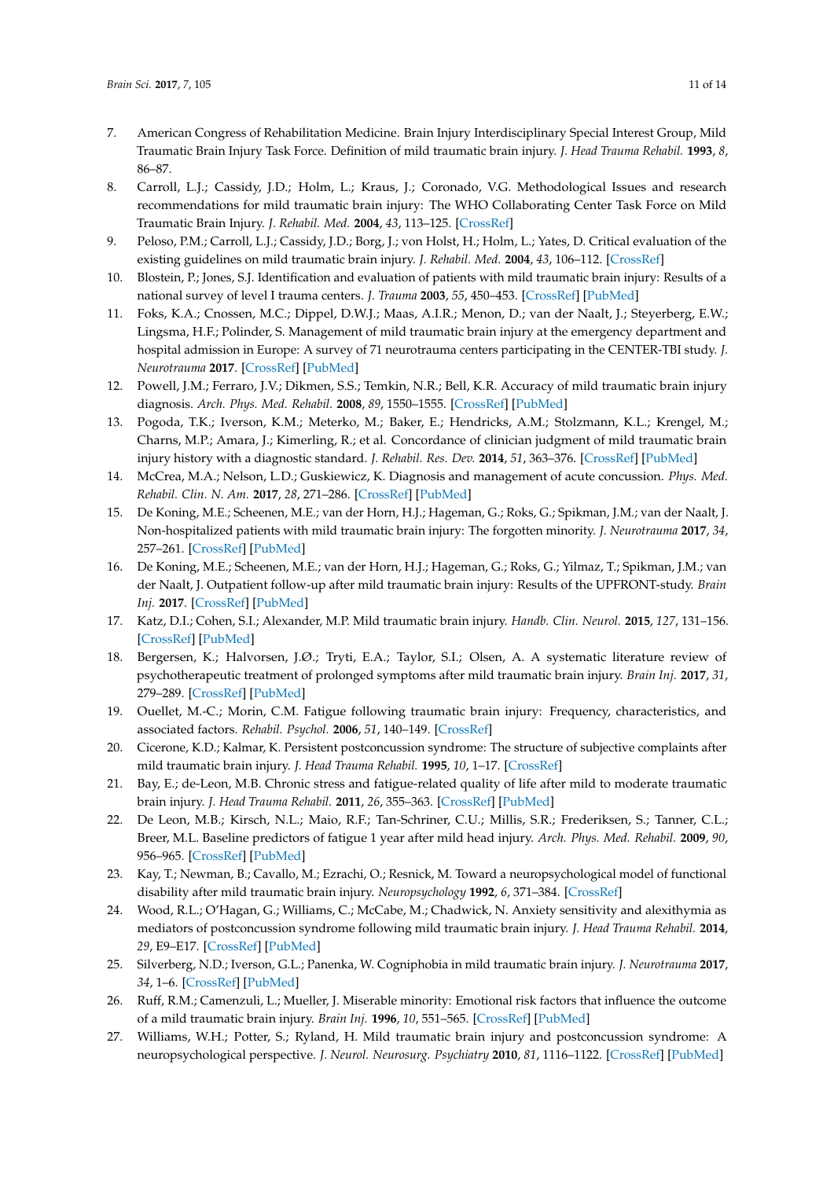7. American Congress of Rehabilitation Medicine. Brain Injury Interdisciplinary Special Interest Group, Mild Traumatic Brain Injury Task Force. Definition of mild traumatic brain injury. *J. Head Trauma Rehabil.* **1993**, *8*, 86–87.
8. Carroll, L.J.; Cassidy, J.D.; Holm, L.; Kraus, J.; Coronado, V.G. Methodological Issues and research recommendations for mild traumatic brain injury: The WHO Collaborating Center Task Force on Mild Traumatic Brain Injury. *J. Rehabil. Med.* **2004**, *43*, 113–125. [CrossRef]
9. Peloso, P.M.; Carroll, L.J.; Cassidy, J.D.; Borg, J.; von Holst, H.; Holm, L.; Yates, D. Critical evaluation of the existing guidelines on mild traumatic brain injury. *J. Rehabil. Med.* **2004**, *43*, 106–112. [CrossRef]
10. Blostein, P.; Jones, S.J. Identification and evaluation of patients with mild traumatic brain injury: Results of a national survey of level I trauma centers. *J. Trauma* **2003**, *55*, 450–453. [CrossRef] [PubMed]
11. Foks, K.A.; Cnossen, M.C.; Dippel, D.W.J.; Maas, A.I.R.; Menon, D.; van der Naalt, J.; Steyerberg, E.W.; Lingsma, H.F.; Polinder, S. Management of mild traumatic brain injury at the emergency department and hospital admission in Europe: A survey of 71 neurotrauma centers participating in the CENTER-TBI study. *J. Neurotrauma* **2017**. [CrossRef] [PubMed]
12. Powell, J.M.; Ferraro, J.V.; Dikmen, S.S.; Temkin, N.R.; Bell, K.R. Accuracy of mild traumatic brain injury diagnosis. *Arch. Phys. Med. Rehabil.* **2008**, *89*, 1550–1555. [CrossRef] [PubMed]
13. Pogoda, T.K.; Iverson, K.M.; Meterko, M.; Baker, E.; Hendricks, A.M.; Stolzmann, K.L.; Krengel, M.; Charns, M.P.; Amara, J.; Kimerling, R.; et al. Concordance of clinician judgment of mild traumatic brain injury history with a diagnostic standard. *J. Rehabil. Res. Dev.* **2014**, *51*, 363–376. [CrossRef] [PubMed]
14. McCrea, M.A.; Nelson, L.D.; Guskiewicz, K. Diagnosis and management of acute concussion. *Phys. Med. Rehabil. Clin. N. Am.* **2017**, *28*, 271–286. [CrossRef] [PubMed]
15. De Koning, M.E.; Scheenen, M.E.; van der Horn, H.J.; Hageman, G.; Roks, G.; Spikman, J.M.; van der Naalt, J. Non-hospitalized patients with mild traumatic brain injury: The forgotten minority. *J. Neurotrauma* **2017**, *34*, 257–261. [CrossRef] [PubMed]
16. De Koning, M.E.; Scheenen, M.E.; van der Horn, H.J.; Hageman, G.; Roks, G.; Yilmaz, T.; Spikman, J.M.; van der Naalt, J. Outpatient follow-up after mild traumatic brain injury: Results of the UPFRONT-study. *Brain Inj.* **2017**. [CrossRef] [PubMed]
17. Katz, D.I.; Cohen, S.I.; Alexander, M.P. Mild traumatic brain injury. *Handb. Clin. Neurol.* **2015**, *127*, 131–156. [CrossRef] [PubMed]
18. Bergersen, K.; Halvorsen, J.Ø.; Tryti, E.A.; Taylor, S.I.; Olsen, A. A systematic literature review of psychotherapeutic treatment of prolonged symptoms after mild traumatic brain injury. *Brain Inj.* **2017**, *31*, 279–289. [CrossRef] [PubMed]
19. Ouellet, M.-C.; Morin, C.M. Fatigue following traumatic brain injury: Frequency, characteristics, and associated factors. *Rehabil. Psychol.* **2006**, *51*, 140–149. [CrossRef]
20. Cicerone, K.D.; Kalmar, K. Persistent postconcussion syndrome: The structure of subjective complaints after mild traumatic brain injury. *J. Head Trauma Rehabil.* **1995**, *10*, 1–17. [CrossRef]
21. Bay, E.; de-Leon, M.B. Chronic stress and fatigue-related quality of life after mild to moderate traumatic brain injury. *J. Head Trauma Rehabil.* **2011**, *26*, 355–363. [CrossRef] [PubMed]
22. De Leon, M.B.; Kirsch, N.L.; Maio, R.F.; Tan-Schriner, C.U.; Millis, S.R.; Frederiksen, S.; Tanner, C.L.; Breer, M.L. Baseline predictors of fatigue 1 year after mild head injury. *Arch. Phys. Med. Rehabil.* **2009**, *90*, 956–965. [CrossRef] [PubMed]
23. Kay, T.; Newman, B.; Cavallo, M.; Ezrachi, O.; Resnick, M. Toward a neuropsychological model of functional disability after mild traumatic brain injury. *Neuropsychology* **1992**, *6*, 371–384. [CrossRef]
24. Wood, R.L.; O'Hagan, G.; Williams, C.; McCabe, M.; Chadwick, N. Anxiety sensitivity and alexithymia as mediators of postconcussion syndrome following mild traumatic brain injury. *J. Head Trauma Rehabil.* **2014**, *29*, E9–E17. [CrossRef] [PubMed]
25. Silverberg, N.D.; Iverson, G.L.; Panenka, W. Cogniphobia in mild traumatic brain injury. *J. Neurotrauma* **2017**, *34*, 1–6. [CrossRef] [PubMed]
26. Ruff, R.M.; Camenzuli, L.; Mueller, J. Miserable minority: Emotional risk factors that influence the outcome of a mild traumatic brain injury. *Brain Inj.* **1996**, *10*, 551–565. [CrossRef] [PubMed]
27. Williams, W.H.; Potter, S.; Ryland, H. Mild traumatic brain injury and postconcussion syndrome: A neuropsychological perspective. *J. Neurol. Neurosurg. Psychiatry* **2010**, *81*, 1116–1122. [CrossRef] [PubMed]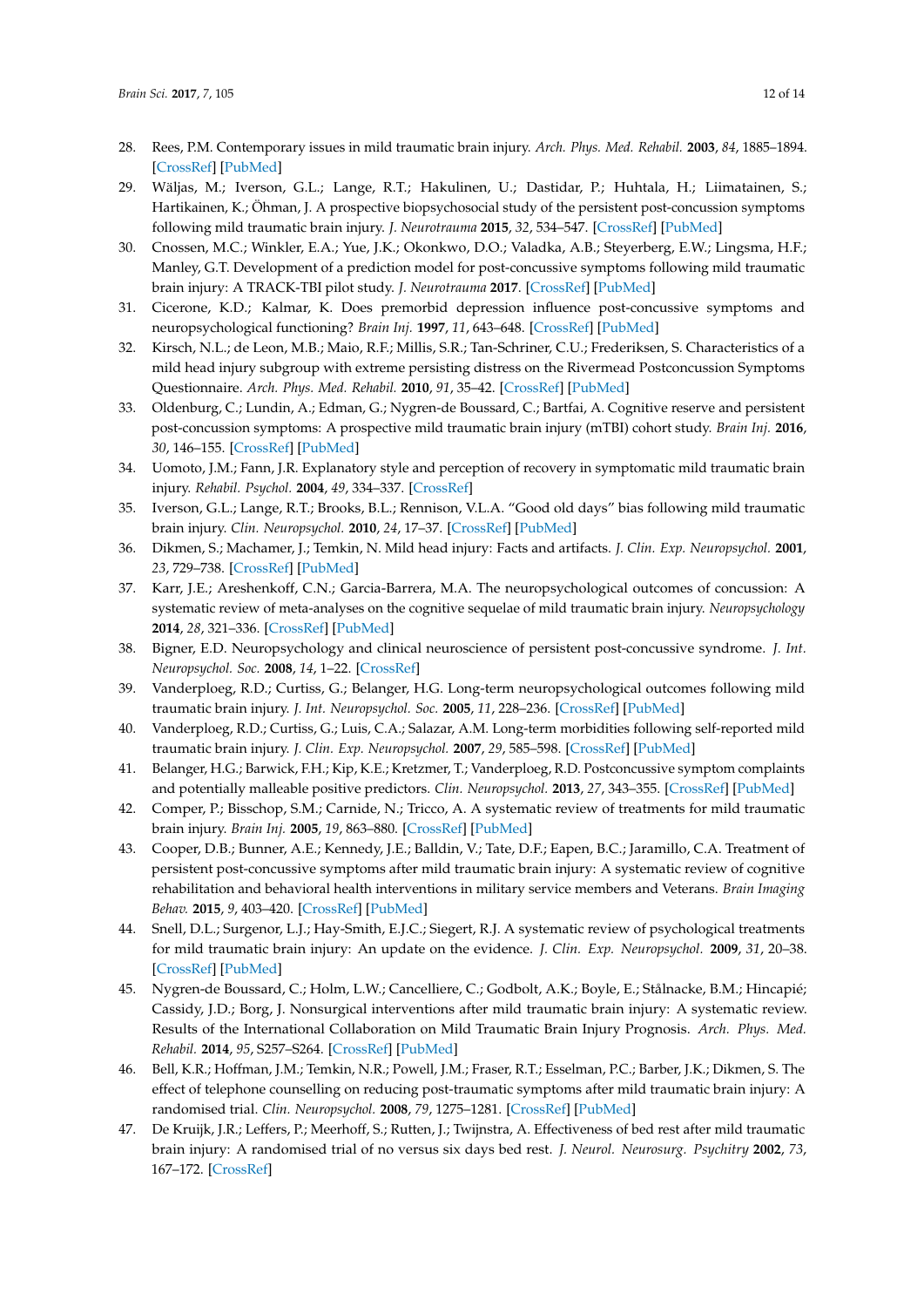28. Rees, P.M. Contemporary issues in mild traumatic brain injury. *Arch. Phys. Med. Rehabil.* **2003**, *84*, 1885–1894. [CrossRef] [PubMed]
29. Wäljas, M.; Iverson, G.L.; Lange, R.T.; Hakulinen, U.; Dastidar, P.; Huhtala, H.; Liimatainen, S.; Hartikainen, K.; Öhman, J. A prospective biopsychosocial study of the persistent post-concussion symptoms following mild traumatic brain injury. *J. Neurotrauma* **2015**, *32*, 534–547. [CrossRef] [PubMed]
30. Cnossen, M.C.; Winkler, E.A.; Yue, J.K.; Okonkwo, D.O.; Valadka, A.B.; Steyerberg, E.W.; Lingsma, H.F.; Manley, G.T. Development of a prediction model for post-concussive symptoms following mild traumatic brain injury: A TRACK-TBI pilot study. *J. Neurotrauma* **2017**. [CrossRef] [PubMed]
31. Cicerone, K.D.; Kalmar, K. Does premorbid depression influence post-concussive symptoms and neuropsychological functioning? *Brain Inj.* **1997**, *11*, 643–648. [CrossRef] [PubMed]
32. Kirsch, N.L.; de Leon, M.B.; Maio, R.F.; Millis, S.R.; Tan-Schriner, C.U.; Frederiksen, S. Characteristics of a mild head injury subgroup with extreme persisting distress on the Rivermead Postconcussion Symptoms Questionnaire. *Arch. Phys. Med. Rehabil.* **2010**, *91*, 35–42. [CrossRef] [PubMed]
33. Oldenburg, C.; Lundin, A.; Edman, G.; Nygren-de Boussard, C.; Bartfai, A. Cognitive reserve and persistent post-concussion symptoms: A prospective mild traumatic brain injury (mTBI) cohort study. *Brain Inj.* **2016**, *30*, 146–155. [CrossRef] [PubMed]
34. Uomoto, J.M.; Fann, J.R. Explanatory style and perception of recovery in symptomatic mild traumatic brain injury. *Rehabil. Psychol.* **2004**, *49*, 334–337. [CrossRef]
35. Iverson, G.L.; Lange, R.T.; Brooks, B.L.; Rennison, V.L.A. "Good old days" bias following mild traumatic brain injury. *Clin. Neuropsychol.* **2010**, *24*, 17–37. [CrossRef] [PubMed]
36. Dikmen, S.; Machamer, J.; Temkin, N. Mild head injury: Facts and artifacts. *J. Clin. Exp. Neuropsychol.* **2001**, *23*, 729–738. [CrossRef] [PubMed]
37. Karr, J.E.; Areshenkoff, C.N.; Garcia-Barrera, M.A. The neuropsychological outcomes of concussion: A systematic review of meta-analyses on the cognitive sequelae of mild traumatic brain injury. *Neuropsychology* **2014**, *28*, 321–336. [CrossRef] [PubMed]
38. Bigner, E.D. Neuropsychology and clinical neuroscience of persistent post-concussive syndrome. *J. Int. Neuropsychol. Soc.* **2008**, *14*, 1–22. [CrossRef]
39. Vanderploeg, R.D.; Curtiss, G.; Belanger, H.G. Long-term neuropsychological outcomes following mild traumatic brain injury. *J. Int. Neuropsychol. Soc.* **2005**, *11*, 228–236. [CrossRef] [PubMed]
40. Vanderploeg, R.D.; Curtiss, G.; Luis, C.A.; Salazar, A.M. Long-term morbidities following self-reported mild traumatic brain injury. *J. Clin. Exp. Neuropsychol.* **2007**, *29*, 585–598. [CrossRef] [PubMed]
41. Belanger, H.G.; Barwick, F.H.; Kip, K.E.; Kretzmer, T.; Vanderploeg, R.D. Postconcussive symptom complaints and potentially malleable positive predictors. *Clin. Neuropsychol.* **2013**, *27*, 343–355. [CrossRef] [PubMed]
42. Comper, P.; Bisschop, S.M.; Carnide, N.; Tricco, A. A systematic review of treatments for mild traumatic brain injury. *Brain Inj.* **2005**, *19*, 863–880. [CrossRef] [PubMed]
43. Cooper, D.B.; Bunner, A.E.; Kennedy, J.E.; Balldin, V.; Tate, D.F.; Eapen, B.C.; Jaramillo, C.A. Treatment of persistent post-concussive symptoms after mild traumatic brain injury: A systematic review of cognitive rehabilitation and behavioral health interventions in military service members and Veterans. *Brain Imaging Behav.* **2015**, *9*, 403–420. [CrossRef] [PubMed]
44. Snell, D.L.; Surgenor, L.J.; Hay-Smith, E.J.C.; Siegert, R.J. A systematic review of psychological treatments for mild traumatic brain injury: An update on the evidence. *J. Clin. Exp. Neuropsychol.* **2009**, *31*, 20–38. [CrossRef] [PubMed]
45. Nygren-de Boussard, C.; Holm, L.W.; Cancelliere, C.; Godbolt, A.K.; Boyle, E.; Stålnacke, B.M.; Hincapié; Cassidy, J.D.; Borg, J. Nonsurgical interventions after mild traumatic brain injury: A systematic review. Results of the International Collaboration on Mild Traumatic Brain Injury Prognosis. *Arch. Phys. Med. Rehabil.* **2014**, *95*, S257–S264. [CrossRef] [PubMed]
46. Bell, K.R.; Hoffman, J.M.; Temkin, N.R.; Powell, J.M.; Fraser, R.T.; Esselman, P.C.; Barber, J.K.; Dikmen, S. The effect of telephone counselling on reducing post-traumatic symptoms after mild traumatic brain injury: A randomised trial. *Clin. Neuropsychol.* **2008**, *79*, 1275–1281. [CrossRef] [PubMed]
47. De Kruijk, J.R.; Leffers, P.; Meerhoff, S.; Rutten, J.; Twijnstra, A. Effectiveness of bed rest after mild traumatic brain injury: A randomised trial of no versus six days bed rest. *J. Neurol. Neurosurg. Psychitry* **2002**, *73*, 167–172. [CrossRef]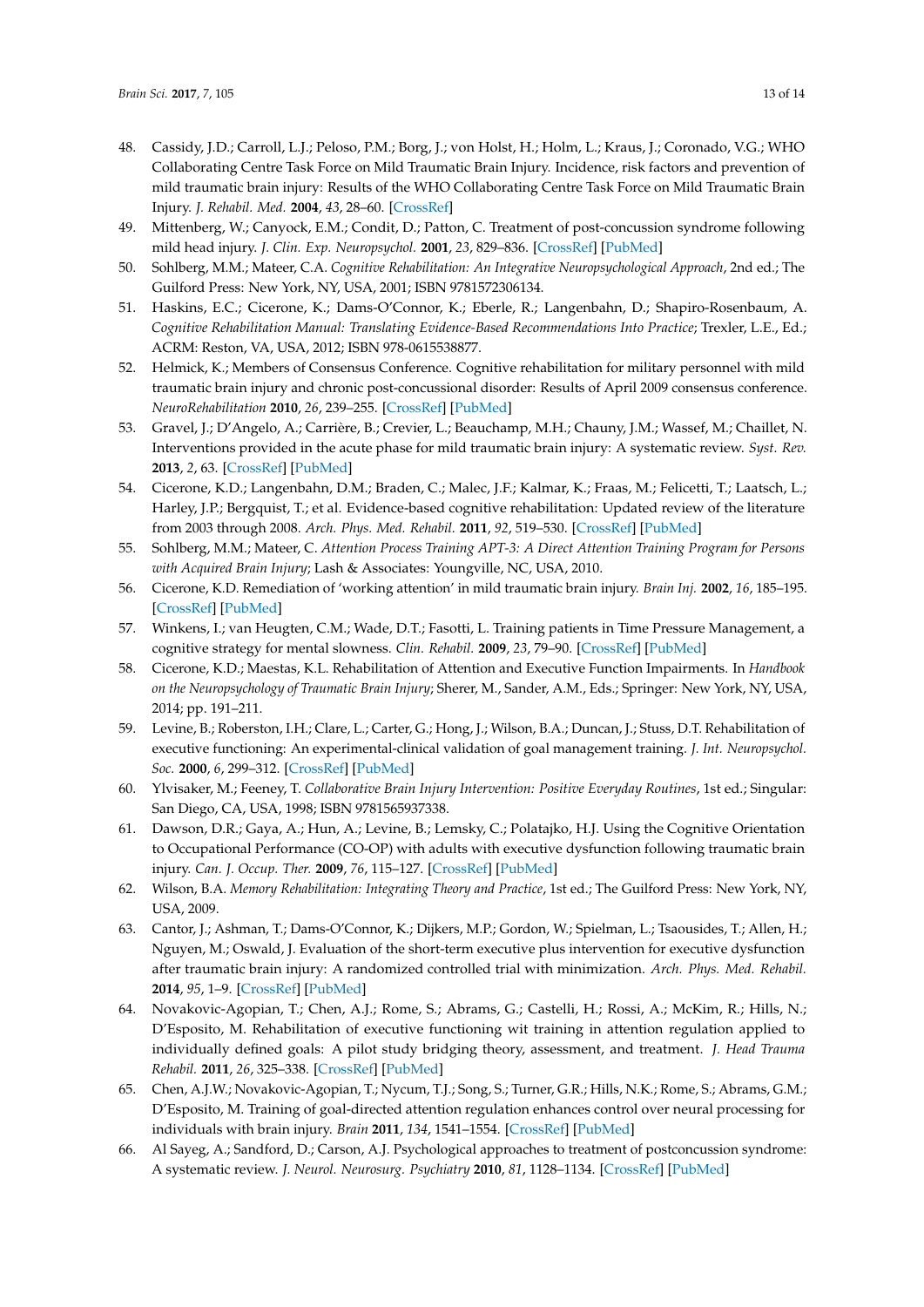48. Cassidy, J.D.; Carroll, L.J.; Peloso, P.M.; Borg, J.; von Holst, H.; Holm, L.; Kraus, J.; Coronado, V.G.; WHO Collaborating Centre Task Force on Mild Traumatic Brain Injury. Incidence, risk factors and prevention of mild traumatic brain injury: Results of the WHO Collaborating Centre Task Force on Mild Traumatic Brain Injury. *J. Rehabil. Med.* **2004**, *43*, 28–60. [CrossRef]
49. Mittenberg, W.; Canyock, E.M.; Condit, D.; Patton, C. Treatment of post-concussion syndrome following mild head injury. *J. Clin. Exp. Neuropsychol.* **2001**, *23*, 829–836. [CrossRef] [PubMed]
50. Sohlberg, M.M.; Mateer, C.A. *Cognitive Rehabilitation: An Integrative Neuropsychological Approach*, 2nd ed.; The Guilford Press: New York, NY, USA, 2001; ISBN 9781572306134.
51. Haskins, E.C.; Cicerone, K.; Dams-O'Connor, K.; Eberle, R.; Langenbahn, D.; Shapiro-Rosenbaum, A. *Cognitive Rehabilitation Manual: Translating Evidence-Based Recommendations Into Practice*; Trexler, L.E., Ed.; ACRM: Reston, VA, USA, 2012; ISBN 978-0615538877.
52. Helmick, K.; Members of Consensus Conference. Cognitive rehabilitation for military personnel with mild traumatic brain injury and chronic post-concussional disorder: Results of April 2009 consensus conference. *NeuroRehabilitation* **2010**, *26*, 239–255. [CrossRef] [PubMed]
53. Gravel, J.; D'Angelo, A.; Carrière, B.; Crevier, L.; Beauchamp, M.H.; Chauny, J.M.; Wassef, M.; Chaillet, N. Interventions provided in the acute phase for mild traumatic brain injury: A systematic review. *Syst. Rev.* **2013**, *2*, 63. [CrossRef] [PubMed]
54. Cicerone, K.D.; Langenbahn, D.M.; Braden, C.; Malec, J.F.; Kalmar, K.; Fraas, M.; Felicetti, T.; Laatsch, L.; Harley, J.P.; Bergquist, T.; et al. Evidence-based cognitive rehabilitation: Updated review of the literature from 2003 through 2008. *Arch. Phys. Med. Rehabil.* **2011**, *92*, 519–530. [CrossRef] [PubMed]
55. Sohlberg, M.M.; Mateer, C. *Attention Process Training APT-3: A Direct Attention Training Program for Persons with Acquired Brain Injury*; Lash & Associates: Youngville, NC, USA, 2010.
56. Cicerone, K.D. Remediation of 'working attention' in mild traumatic brain injury. *Brain Inj.* **2002**, *16*, 185–195. [CrossRef] [PubMed]
57. Winkens, I.; van Heugten, C.M.; Wade, D.T.; Fasotti, L. Training patients in Time Pressure Management, a cognitive strategy for mental slowness. *Clin. Rehabil.* **2009**, *23*, 79–90. [CrossRef] [PubMed]
58. Cicerone, K.D.; Maestas, K.L. Rehabilitation of Attention and Executive Function Impairments. In *Handbook on the Neuropsychology of Traumatic Brain Injury*; Sherer, M., Sander, A.M., Eds.; Springer: New York, NY, USA, 2014; pp. 191–211.
59. Levine, B.; Roberston, I.H.; Clare, L.; Carter, G.; Hong, J.; Wilson, B.A.; Duncan, J.; Stuss, D.T. Rehabilitation of executive functioning: An experimental-clinical validation of goal management training. *J. Int. Neuropsychol. Soc.* **2000**, *6*, 299–312. [CrossRef] [PubMed]
60. Ylvisaker, M.; Feeney, T. *Collaborative Brain Injury Intervention: Positive Everyday Routines*, 1st ed.; Singular: San Diego, CA, USA, 1998; ISBN 9781565937338.
61. Dawson, D.R.; Gaya, A.; Hun, A.; Levine, B.; Lemsky, C.; Polatajko, H.J. Using the Cognitive Orientation to Occupational Performance (CO-OP) with adults with executive dysfunction following traumatic brain injury. *Can. J. Occup. Ther.* **2009**, *76*, 115–127. [CrossRef] [PubMed]
62. Wilson, B.A. *Memory Rehabilitation: Integrating Theory and Practice*, 1st ed.; The Guilford Press: New York, NY, USA, 2009.
63. Cantor, J.; Ashman, T.; Dams-O'Connor, K.; Dijkers, M.P.; Gordon, W.; Spielman, L.; Tsaousides, T.; Allen, H.; Nguyen, M.; Oswald, J. Evaluation of the short-term executive plus intervention for executive dysfunction after traumatic brain injury: A randomized controlled trial with minimization. *Arch. Phys. Med. Rehabil.* **2014**, *95*, 1–9. [CrossRef] [PubMed]
64. Novakovic-Agopian, T.; Chen, A.J.; Rome, S.; Abrams, G.; Castelli, H.; Rossi, A.; McKim, R.; Hills, N.; D'Esposito, M. Rehabilitation of executive functioning wit training in attention regulation applied to individually defined goals: A pilot study bridging theory, assessment, and treatment. *J. Head Trauma Rehabil.* **2011**, *26*, 325–338. [CrossRef] [PubMed]
65. Chen, A.J.W.; Novakovic-Agopian, T.; Nycum, T.J.; Song, S.; Turner, G.R.; Hills, N.K.; Rome, S.; Abrams, G.M.; D'Esposito, M. Training of goal-directed attention regulation enhances control over neural processing for individuals with brain injury. *Brain* **2011**, *134*, 1541–1554. [CrossRef] [PubMed]
66. Al Sayeg, A.; Sandford, D.; Carson, A.J. Psychological approaches to treatment of postconcussion syndrome: A systematic review. *J. Neurol. Neurosurg. Psychiatry* **2010**, *81*, 1128–1134. [CrossRef] [PubMed]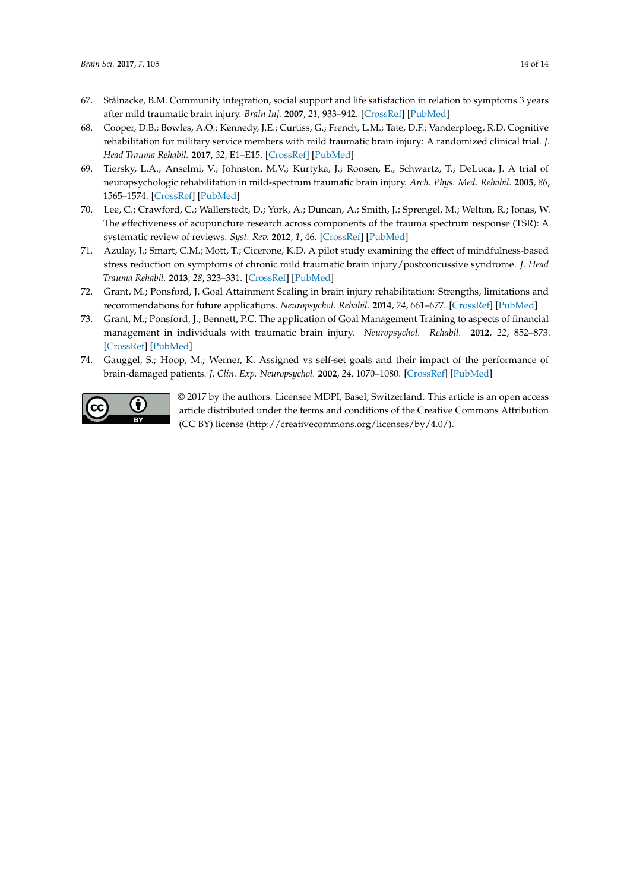67. Stålnacke, B.M. Community integration, social support and life satisfaction in relation to symptoms 3 years after mild traumatic brain injury. *Brain Inj.* **2007**, *21*, 933–942. [CrossRef] [PubMed]
68. Cooper, D.B.; Bowles, A.O.; Kennedy, J.E.; Curtiss, G.; French, L.M.; Tate, D.F.; Vanderploeg, R.D. Cognitive rehabilitation for military service members with mild traumatic brain injury: A randomized clinical trial. *J. Head Trauma Rehabil.* **2017**, *32*, E1–E15. [CrossRef] [PubMed]
69. Tiersky, L.A.; Anselmi, V.; Johnston, M.V.; Kurtyka, J.; Roosen, E.; Schwartz, T.; DeLuca, J. A trial of neuropsychologic rehabilitation in mild-spectrum traumatic brain injury. *Arch. Phys. Med. Rehabil.* **2005**, *86*, 1565–1574. [CrossRef] [PubMed]
70. Lee, C.; Crawford, C.; Wallerstedt, D.; York, A.; Duncan, A.; Smith, J.; Sprengel, M.; Welton, R.; Jonas, W. The effectiveness of acupuncture research across components of the trauma spectrum response (TSR): A systematic review of reviews. *Syst. Rev.* **2012**, *1*, 46. [CrossRef] [PubMed]
71. Azulay, J.; Smart, C.M.; Mott, T.; Cicerone, K.D. A pilot study examining the effect of mindfulness-based stress reduction on symptoms of chronic mild traumatic brain injury/postconcussive syndrome. *J. Head Trauma Rehabil.* **2013**, *28*, 323–331. [CrossRef] [PubMed]
72. Grant, M.; Ponsford, J. Goal Attainment Scaling in brain injury rehabilitation: Strengths, limitations and recommendations for future applications. *Neuropsychol. Rehabil.* **2014**, *24*, 661–677. [CrossRef] [PubMed]
73. Grant, M.; Ponsford, J.; Bennett, P.C. The application of Goal Management Training to aspects of financial management in individuals with traumatic brain injury. *Neuropsychol. Rehabil.* **2012**, *22*, 852–873. [CrossRef] [PubMed]
74. Gauggel, S.; Hoop, M.; Werner, K. Assigned vs self-set goals and their impact of the performance of brain-damaged patients. *J. Clin. Exp. Neuropsychol.* **2002**, *24*, 1070–1080. [CrossRef] [PubMed]

© 2017 by the authors. Licensee MDPI, Basel, Switzerland. This article is an open access article distributed under the terms and conditions of the Creative Commons Attribution (CC BY) license (http://creativecommons.org/licenses/by/4.0/).